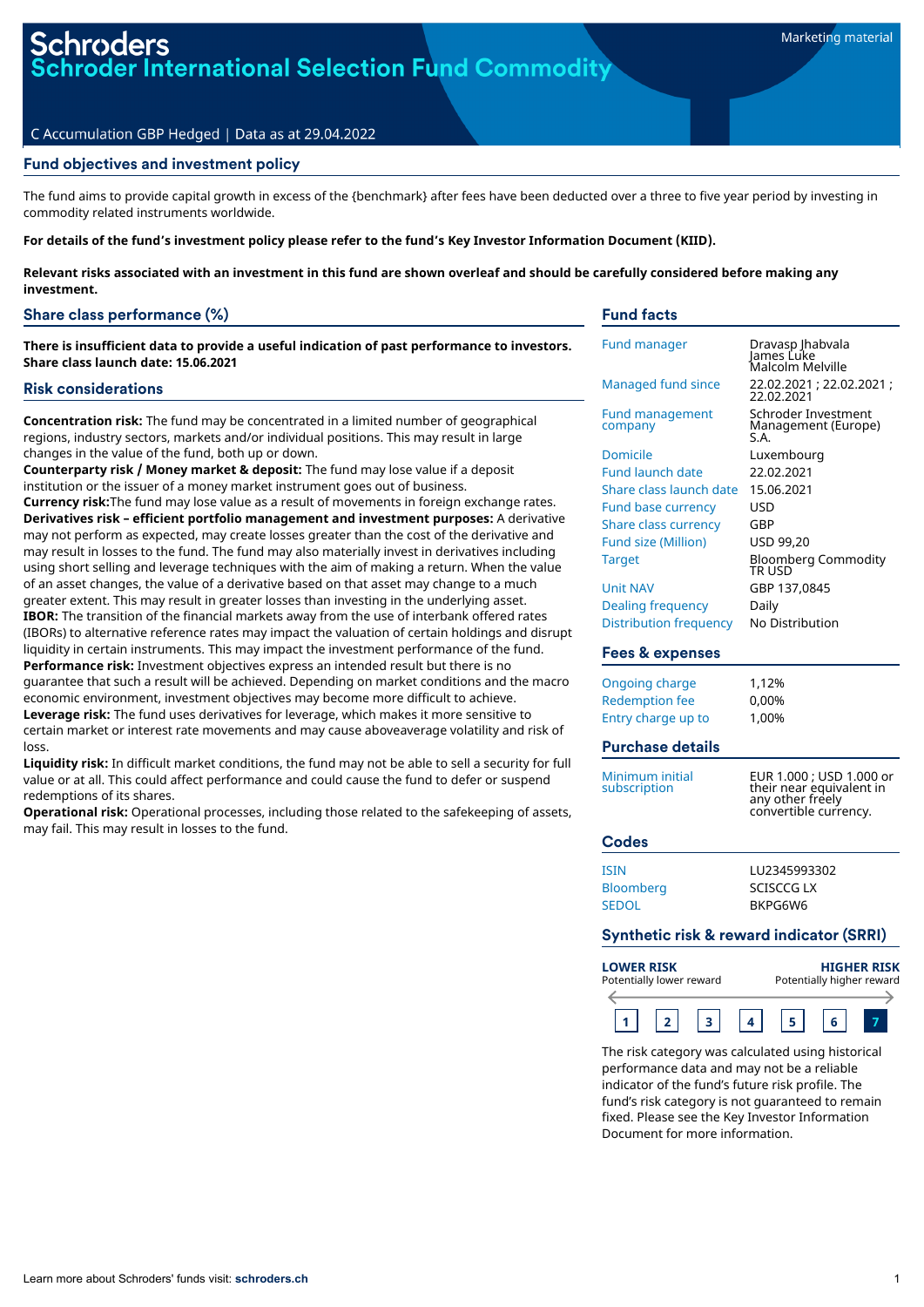Marketing material

# Schroders Schroder International Selection Fund Commodity

C Accumulation GBP Hedged | Data as at 29.04.2022

## Fund objectives and investment policy

The fund aims to provide capital growth in excess of the {benchmark} after fees have been deducted over a three to five year period by investing in commodity related instruments worldwide.

**For details of the fund's investment policy please refer to the fund's Key Investor Information Document (KIID).**

**Relevant risks associated with an investment in this fund are shown overleaf and should be carefully considered before making any investment.**

## Share class performance (%)

**There is insufficient data to provide a useful indication of past performance to investors.**
**Share class launch date: 15.06.2021**

## Risk considerations

**Concentration risk:** The fund may be concentrated in a limited number of geographical regions, industry sectors, markets and/or individual positions. This may result in large changes in the value of the fund, both up or down.
**Counterparty risk / Money market & deposit:** The fund may lose value if a deposit institution or the issuer of a money market instrument goes out of business.
**Currency risk:** The fund may lose value as a result of movements in foreign exchange rates.
**Derivatives risk – efficient portfolio management and investment purposes:** A derivative may not perform as expected, may create losses greater than the cost of the derivative and may result in losses to the fund. The fund may also materially invest in derivatives including using short selling and leverage techniques with the aim of making a return. When the value of an asset changes, the value of a derivative based on that asset may change to a much greater extent. This may result in greater losses than investing in the underlying asset.
**IBOR:** The transition of the financial markets away from the use of interbank offered rates (IBORs) to alternative reference rates may impact the valuation of certain holdings and disrupt liquidity in certain instruments. This may impact the investment performance of the fund.
**Performance risk:** Investment objectives express an intended result but there is no guarantee that such a result will be achieved. Depending on market conditions and the macro economic environment, investment objectives may become more difficult to achieve.
**Leverage risk:** The fund uses derivatives for leverage, which makes it more sensitive to certain market or interest rate movements and may cause aboveaverage volatility and risk of loss.
**Liquidity risk:** In difficult market conditions, the fund may not be able to sell a security for full value or at all. This could affect performance and could cause the fund to defer or suspend redemptions of its shares.
**Operational risk:** Operational processes, including those related to the safekeeping of assets, may fail. This may result in losses to the fund.

## Fund facts

| | |
|---|---|
| Fund manager | Dravasp Jhabvala<br>James Luke<br>Malcolm Melville |
| Managed fund since | 22.02.2021 ; 22.02.2021 ; 22.02.2021 |
| Fund management company | Schroder Investment Management (Europe) S.A. |
| Domicile | Luxembourg |
| Fund launch date | 22.02.2021 |
| Share class launch date | 15.06.2021 |
| Fund base currency | USD |
| Share class currency | GBP |
| Fund size (Million) | USD 99,20 |
| Target | Bloomberg Commodity TR USD |
| Unit NAV | GBP 137,0845 |
| Dealing frequency | Daily |
| Distribution frequency | No Distribution |

## Fees & expenses

| | |
|---|---|
| Ongoing charge | 1,12% |
| Redemption fee | 0,00% |
| Entry charge up to | 1,00% |

## Purchase details

| | |
|---|---|
| Minimum initial subscription | EUR 1.000 ; USD 1.000 or their near equivalent in any other freely convertible currency. |

## Codes

| | |
|---|---|
| ISIN | LU2345993302 |
| Bloomberg | SCISCCG LX |
| SEDOL | BKPG6W6 |

## Synthetic risk & reward indicator (SRRI)

**LOWER RISK** Potentially lower reward — **HIGHER RISK** Potentially higher reward

1 | 2 | 3 | 4 | 5 | 6 | **7**

The risk category was calculated using historical performance data and may not be a reliable indicator of the fund's future risk profile. The fund's risk category is not guaranteed to remain fixed. Please see the Key Investor Information Document for more information.

Learn more about Schroders' funds visit: **schroders.ch**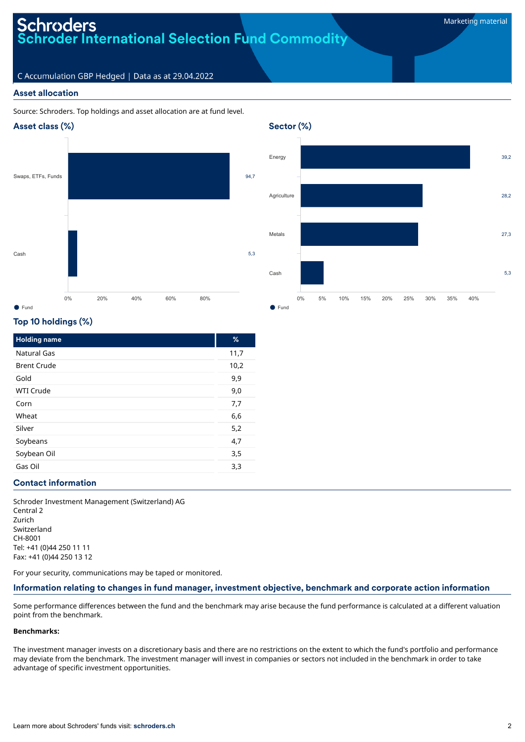Schroders
# Schroder International Selection Fund Commodity

Marketing material

C Accumulation GBP Hedged | Data as at 29.04.2022

## Asset allocation

Source: Schroders. Top holdings and asset allocation are at fund level.

### Asset class (%)

| Asset class | Fund |
|---|---|
| Swaps, ETFs, Funds | 94,7 |
| Cash | 5,3 |

### Sector (%)

| Sector | Fund |
|---|---|
| Energy | 39,2 |
| Agriculture | 28,2 |
| Metals | 27,3 |
| Cash | 5,3 |

### Top 10 holdings (%)

| Holding name | % |
|---|---|
| Natural Gas | 11,7 |
| Brent Crude | 10,2 |
| Gold | 9,9 |
| WTI Crude | 9,0 |
| Corn | 7,7 |
| Wheat | 6,6 |
| Silver | 5,2 |
| Soybeans | 4,7 |
| Soybean Oil | 3,5 |
| Gas Oil | 3,3 |

## Contact information

Schroder Investment Management (Switzerland) AG
Central 2
Zurich
Switzerland
CH-8001
Tel: +41 (0)44 250 11 11
Fax: +41 (0)44 250 13 12

For your security, communications may be taped or monitored.

## Information relating to changes in fund manager, investment objective, benchmark and corporate action information

Some performance differences between the fund and the benchmark may arise because the fund performance is calculated at a different valuation point from the benchmark.

**Benchmarks:**

The investment manager invests on a discretionary basis and there are no restrictions on the extent to which the fund's portfolio and performance may deviate from the benchmark. The investment manager will invest in companies or sectors not included in the benchmark in order to take advantage of specific investment opportunities.

Learn more about Schroders' funds visit: **schroders.ch**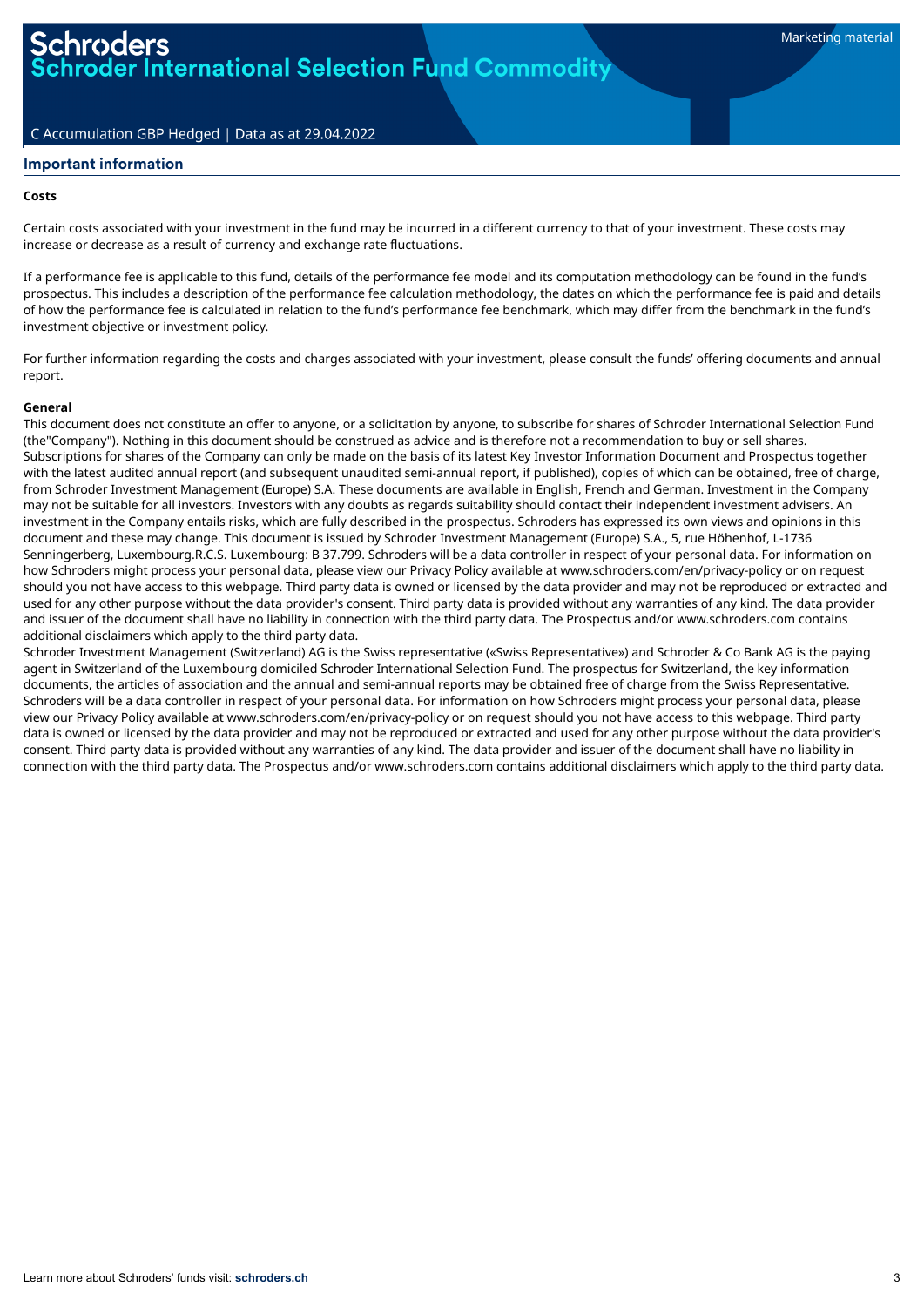# Schroders
# Schroder International Selection Fund Commodity

Marketing material

C Accumulation GBP Hedged | Data as at 29.04.2022

## Important information

**Costs**

Certain costs associated with your investment in the fund may be incurred in a different currency to that of your investment. These costs may increase or decrease as a result of currency and exchange rate fluctuations.

If a performance fee is applicable to this fund, details of the performance fee model and its computation methodology can be found in the fund's prospectus. This includes a description of the performance fee calculation methodology, the dates on which the performance fee is paid and details of how the performance fee is calculated in relation to the fund's performance fee benchmark, which may differ from the benchmark in the fund's investment objective or investment policy.

For further information regarding the costs and charges associated with your investment, please consult the funds' offering documents and annual report.

**General**

This document does not constitute an offer to anyone, or a solicitation by anyone, to subscribe for shares of Schroder International Selection Fund (the"Company"). Nothing in this document should be construed as advice and is therefore not a recommendation to buy or sell shares. Subscriptions for shares of the Company can only be made on the basis of its latest Key Investor Information Document and Prospectus together with the latest audited annual report (and subsequent unaudited semi-annual report, if published), copies of which can be obtained, free of charge, from Schroder Investment Management (Europe) S.A. These documents are available in English, French and German. Investment in the Company may not be suitable for all investors. Investors with any doubts as regards suitability should contact their independent investment advisers. An investment in the Company entails risks, which are fully described in the prospectus. Schroders has expressed its own views and opinions in this document and these may change. This document is issued by Schroder Investment Management (Europe) S.A., 5, rue Höhenhof, L-1736 Senningerberg, Luxembourg.R.C.S. Luxembourg: B 37.799. Schroders will be a data controller in respect of your personal data. For information on how Schroders might process your personal data, please view our Privacy Policy available at www.schroders.com/en/privacy-policy or on request should you not have access to this webpage. Third party data is owned or licensed by the data provider and may not be reproduced or extracted and used for any other purpose without the data provider's consent. Third party data is provided without any warranties of any kind. The data provider and issuer of the document shall have no liability in connection with the third party data. The Prospectus and/or www.schroders.com contains additional disclaimers which apply to the third party data.
Schroder Investment Management (Switzerland) AG is the Swiss representative («Swiss Representative») and Schroder & Co Bank AG is the paying agent in Switzerland of the Luxembourg domiciled Schroder International Selection Fund. The prospectus for Switzerland, the key information documents, the articles of association and the annual and semi-annual reports may be obtained free of charge from the Swiss Representative. Schroders will be a data controller in respect of your personal data. For information on how Schroders might process your personal data, please view our Privacy Policy available at www.schroders.com/en/privacy-policy or on request should you not have access to this webpage. Third party data is owned or licensed by the data provider and may not be reproduced or extracted and used for any other purpose without the data provider's consent. Third party data is provided without any warranties of any kind. The data provider and issuer of the document shall have no liability in connection with the third party data. The Prospectus and/or www.schroders.com contains additional disclaimers which apply to the third party data.

Learn more about Schroders' funds visit: **schroders.ch**